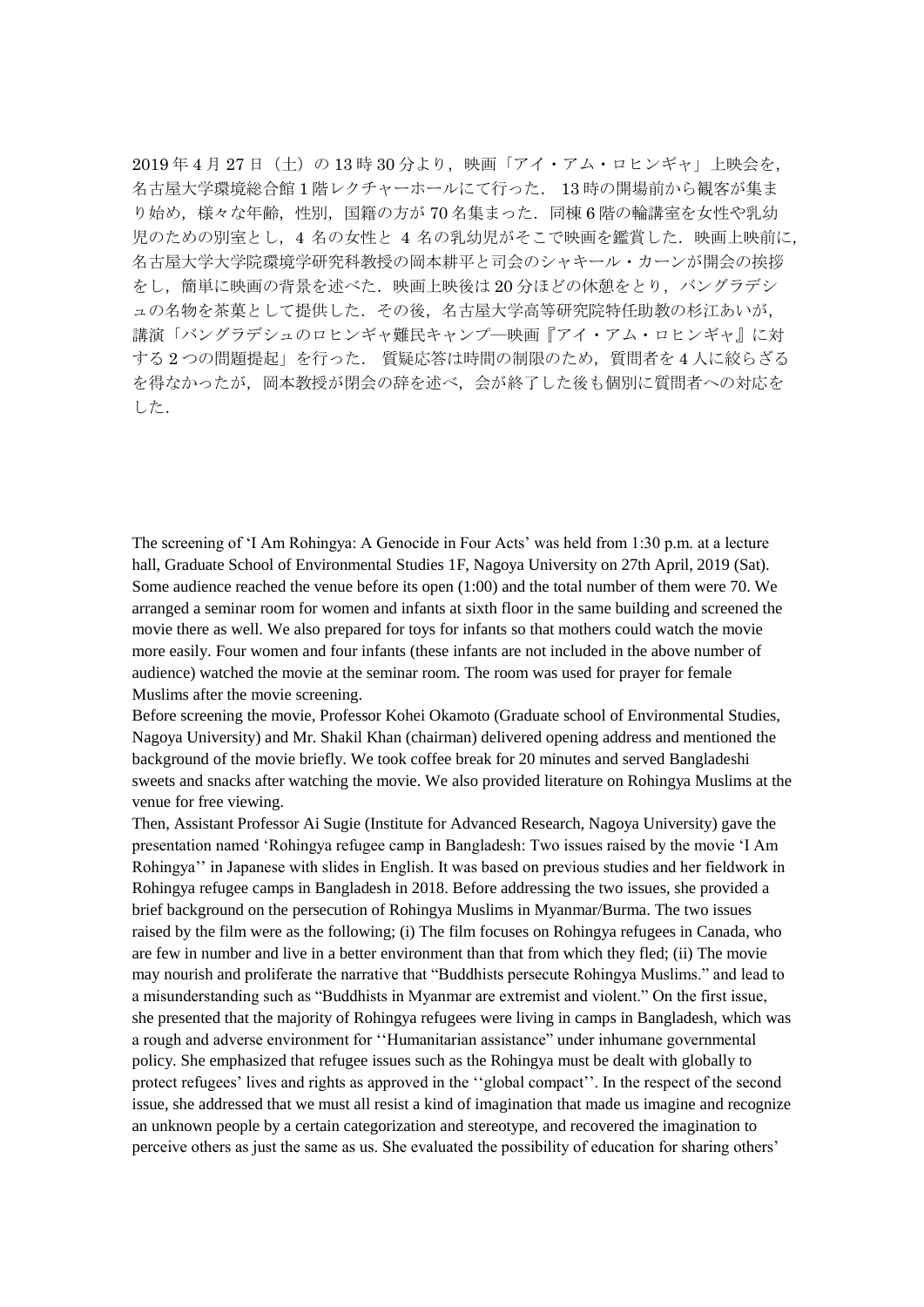2019 年 4 月 27 日（土）の 13 時 30 分より，映画「アイ・アム・ロヒンギャ」上映会を，名古屋大学環境総合館 1 階レクチャーホールにて行った．13 時の開場前から観客が集まり始め，様々な年齢，性別，国籍の方が 70 名集まった．同棟 6 階の輪講室を女性や乳幼児のための別室とし，4 名の女性と 4 名の乳幼児がそこで映画を鑑賞した．映画上映前に，名古屋大学大学院環境学研究科教授の岡本耕平と司会のシャキール・カーンが開会の挨拶をし，簡単に映画の背景を述べた．映画上映後は 20 分ほどの休憩をとり，バングラデシュの名物を茶菓として提供した．その後，名古屋大学高等研究院特任助教の杉江あいが，講演「バングラデシュのロヒンギャ難民キャンプ―映画『アイ・アム・ロヒンギャ』に対する 2 つの問題提起」を行った．質疑応答は時間の制限のため，質問者を 4 人に絞らざるを得なかったが，岡本教授が閉会の辞を述べ，会が終了した後も個別に質問者への対応をした．

The screening of 'I Am Rohingya: A Genocide in Four Acts' was held from 1:30 p.m. at a lecture hall, Graduate School of Environmental Studies 1F, Nagoya University on 27th April, 2019 (Sat). Some audience reached the venue before its open (1:00) and the total number of them were 70. We arranged a seminar room for women and infants at sixth floor in the same building and screened the movie there as well. We also prepared for toys for infants so that mothers could watch the movie more easily. Four women and four infants (these infants are not included in the above number of audience) watched the movie at the seminar room. The room was used for prayer for female Muslims after the movie screening.

Before screening the movie, Professor Kohei Okamoto (Graduate school of Environmental Studies, Nagoya University) and Mr. Shakil Khan (chairman) delivered opening address and mentioned the background of the movie briefly. We took coffee break for 20 minutes and served Bangladeshi sweets and snacks after watching the movie. We also provided literature on Rohingya Muslims at the venue for free viewing.

Then, Assistant Professor Ai Sugie (Institute for Advanced Research, Nagoya University) gave the presentation named 'Rohingya refugee camp in Bangladesh: Two issues raised by the movie 'I Am Rohingya'' in Japanese with slides in English. It was based on previous studies and her fieldwork in Rohingya refugee camps in Bangladesh in 2018. Before addressing the two issues, she provided a brief background on the persecution of Rohingya Muslims in Myanmar/Burma. The two issues raised by the film were as the following; (i) The film focuses on Rohingya refugees in Canada, who are few in number and live in a better environment than that from which they fled; (ii) The movie may nourish and proliferate the narrative that "Buddhists persecute Rohingya Muslims." and lead to a misunderstanding such as "Buddhists in Myanmar are extremist and violent." On the first issue, she presented that the majority of Rohingya refugees were living in camps in Bangladesh, which was a rough and adverse environment for ''Humanitarian assistance" under inhumane governmental policy. She emphasized that refugee issues such as the Rohingya must be dealt with globally to protect refugees' lives and rights as approved in the ''global compact''. In the respect of the second issue, she addressed that we must all resist a kind of imagination that made us imagine and recognize an unknown people by a certain categorization and stereotype, and recovered the imagination to perceive others as just the same as us. She evaluated the possibility of education for sharing others'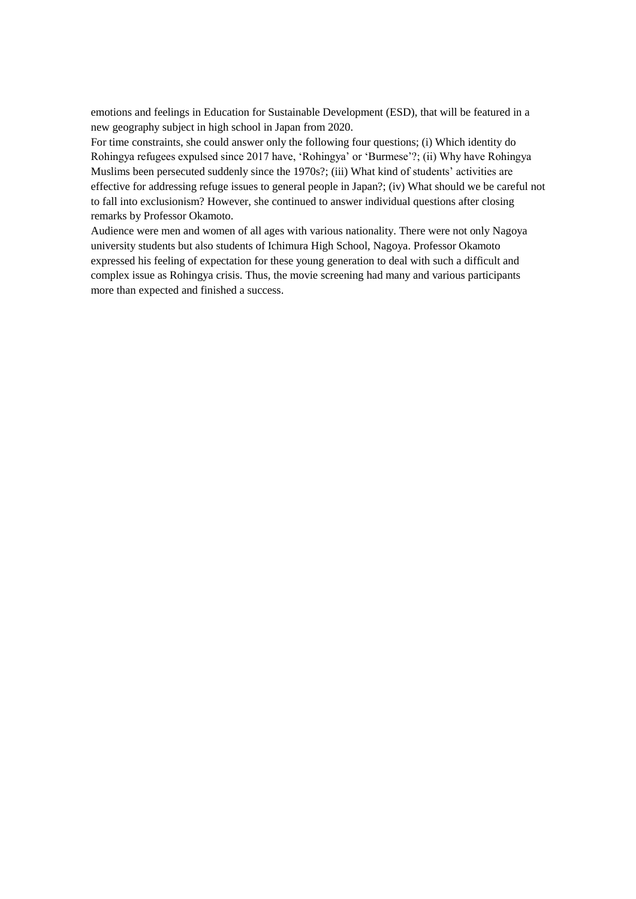emotions and feelings in Education for Sustainable Development (ESD), that will be featured in a new geography subject in high school in Japan from 2020.

For time constraints, she could answer only the following four questions; (i) Which identity do Rohingya refugees expulsed since 2017 have, 'Rohingya' or 'Burmese'?; (ii) Why have Rohingya Muslims been persecuted suddenly since the 1970s?; (iii) What kind of students' activities are effective for addressing refuge issues to general people in Japan?; (iv) What should we be careful not to fall into exclusionism? However, she continued to answer individual questions after closing remarks by Professor Okamoto.

Audience were men and women of all ages with various nationality. There were not only Nagoya university students but also students of Ichimura High School, Nagoya. Professor Okamoto expressed his feeling of expectation for these young generation to deal with such a difficult and complex issue as Rohingya crisis. Thus, the movie screening had many and various participants more than expected and finished a success.